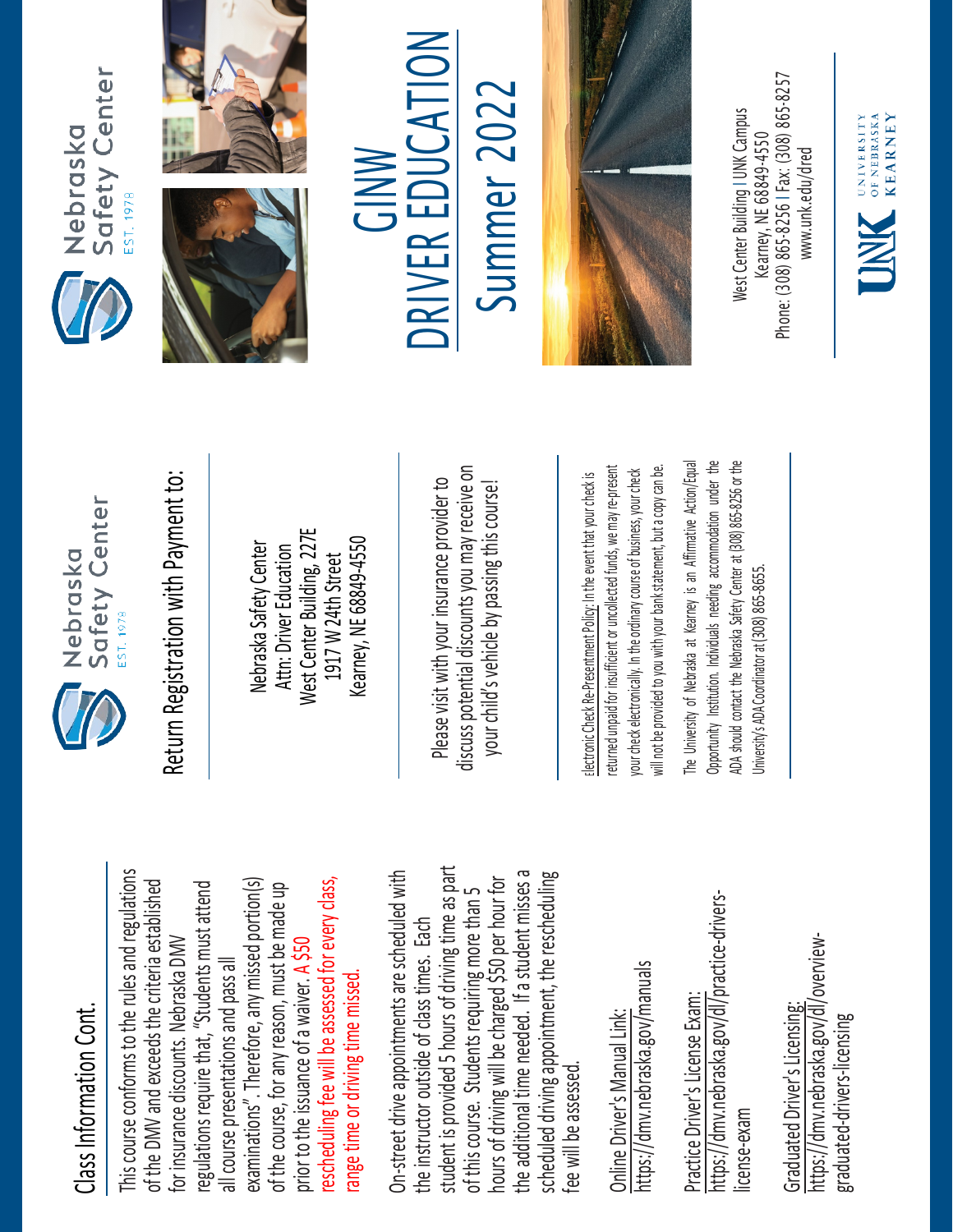## Class Information Cont.

This course conforms to the rules and regulations of the DMV and exceeds the criteria established for insurance discounts. Nebraska DMV regulations require that, "Students must attend all course presentations and pass all examinations". Therefore, any missed portion(s) of the course, for any reason, must be made up prior to the issuance of a waiver. A $50 rescheduling fee will be assessed for every class, range time or driving time missed.

On-street drive appointments are scheduled with the instructor outside of class times. Each student is provided 5 hours of driving time as part of this course. Students requiring more than 5 hours of driving will be charged $50 per hour for the additional time needed. If a student misses a scheduled driving appointment, the rescheduling fee will be assessed.

Online Driver's Manual Link:
https://dmv.nebraska.gov/manuals

Practice Driver's License Exam:
https://dmv.nebraska.gov/dl/practice-drivers-license-exam

Graduated Driver's Licensing:
https://dmv.nebraska.gov/dl/overview-graduated-drivers-licensing

Nebraska Safety Center
EST. 1978

## Return Registration with Payment to:

Nebraska Safety Center
Attn: Driver Education
West Center Building, 227E
1917 W 24th Street
Kearney, NE 68849-4550

Please visit with your insurance provider to discuss potential discounts you may receive on your child's vehicle by passing this course!

Electronic Check Re-Presentment Policy: In the event that your check is returned unpaid for insufficient or uncollected funds, we may re-present your check electronically. In the ordinary course of business, your check will not be provided to you with your bank statement, but a copy can be.

The University of Nebraska at Kearney is an Affirmative Action/Equal Opportunity Institution. Individuals needing accommodation under the ADA should contact the Nebraska Safety Center at (308) 865-8256 or the University's ADA Coordinator at (308) 865-8655.

Nebraska Safety Center
EST. 1978

# GINW DRIVER EDUCATION

# Summer 2022

West Center Building | UNK Campus
Kearney, NE 68849-4550
Phone: (308) 865-8256 | Fax: (308) 865-8257
www.unk.edu/dred

UNK University of Nebraska Kearney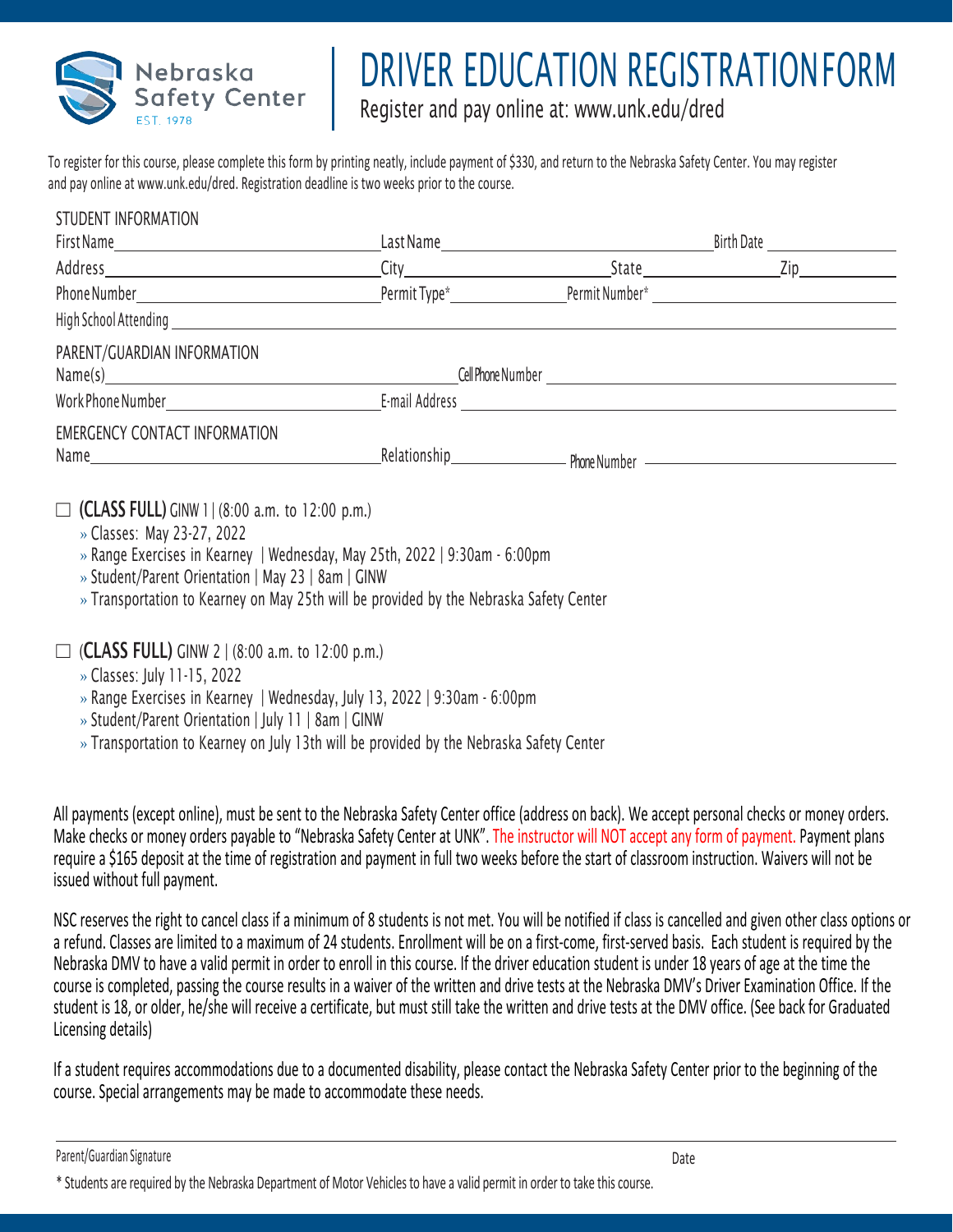Nebraska Safety Center
EST. 1978

# DRIVER EDUCATION REGISTRATION FORM

Register and pay online at: www.unk.edu/dred

To register for this course, please complete this form by printing neatly, include payment of $330, and return to the Nebraska Safety Center. You may register and pay online at www.unk.edu/dred. Registration deadline is two weeks prior to the course.

STUDENT INFORMATION

First Name \_\_\_\_\_\_\_\_\_\_ Last Name \_\_\_\_\_\_\_\_\_\_ Birth Date \_\_\_\_\_\_\_\_\_\_

Address \_\_\_\_\_\_\_\_\_\_ City \_\_\_\_\_\_\_\_\_\_ State \_\_\_\_\_\_\_\_\_\_ Zip \_\_\_\_\_\_\_\_\_\_

Phone Number \_\_\_\_\_\_\_\_\_\_ Permit Type* \_\_\_\_\_\_\_\_\_\_ Permit Number* \_\_\_\_\_\_\_\_\_\_

High School Attending \_\_\_\_\_\_\_\_\_\_

PARENT/GUARDIAN INFORMATION

Name(s) \_\_\_\_\_\_\_\_\_\_ Cell Phone Number \_\_\_\_\_\_\_\_\_\_

Work Phone Number \_\_\_\_\_\_\_\_\_\_ E-mail Address \_\_\_\_\_\_\_\_\_\_

EMERGENCY CONTACT INFORMATION

Name \_\_\_\_\_\_\_\_\_\_ Relationship \_\_\_\_\_\_\_\_\_\_ Phone Number \_\_\_\_\_\_\_\_\_\_

☐ **(CLASS FULL)** GINW 1 | (8:00 a.m. to 12:00 p.m.)

- Classes: May 23-27, 2022
- Range Exercises in Kearney | Wednesday, May 25th, 2022 | 9:30am - 6:00pm
- Student/Parent Orientation | May 23 | 8am | GINW
- Transportation to Kearney on May 25th will be provided by the Nebraska Safety Center

☐ (**CLASS FULL)** GINW 2 | (8:00 a.m. to 12:00 p.m.)

- Classes: July 11-15, 2022
- Range Exercises in Kearney | Wednesday, July 13, 2022 | 9:30am - 6:00pm
- Student/Parent Orientation | July 11 | 8am | GINW
- Transportation to Kearney on July 13th will be provided by the Nebraska Safety Center

All payments (except online), must be sent to the Nebraska Safety Center office (address on back). We accept personal checks or money orders. Make checks or money orders payable to "Nebraska Safety Center at UNK". The instructor will NOT accept any form of payment. Payment plans require a $165 deposit at the time of registration and payment in full two weeks before the start of classroom instruction. Waivers will not be issued without full payment.

NSC reserves the right to cancel class if a minimum of 8 students is not met. You will be notified if class is cancelled and given other class options or a refund. Classes are limited to a maximum of 24 students. Enrollment will be on a first-come, first-served basis. Each student is required by the Nebraska DMV to have a valid permit in order to enroll in this course. If the driver education student is under 18 years of age at the time the course is completed, passing the course results in a waiver of the written and drive tests at the Nebraska DMV's Driver Examination Office. If the student is 18, or older, he/she will receive a certificate, but must still take the written and drive tests at the DMV office. (See back for Graduated Licensing details)

If a student requires accommodations due to a documented disability, please contact the Nebraska Safety Center prior to the beginning of the course. Special arrangements may be made to accommodate these needs.

Parent/Guardian Signature \_\_\_\_\_\_\_\_\_\_ Date \_\_\_\_\_\_\_\_\_\_

\* Students are required by the Nebraska Department of Motor Vehicles to have a valid permit in order to take this course.